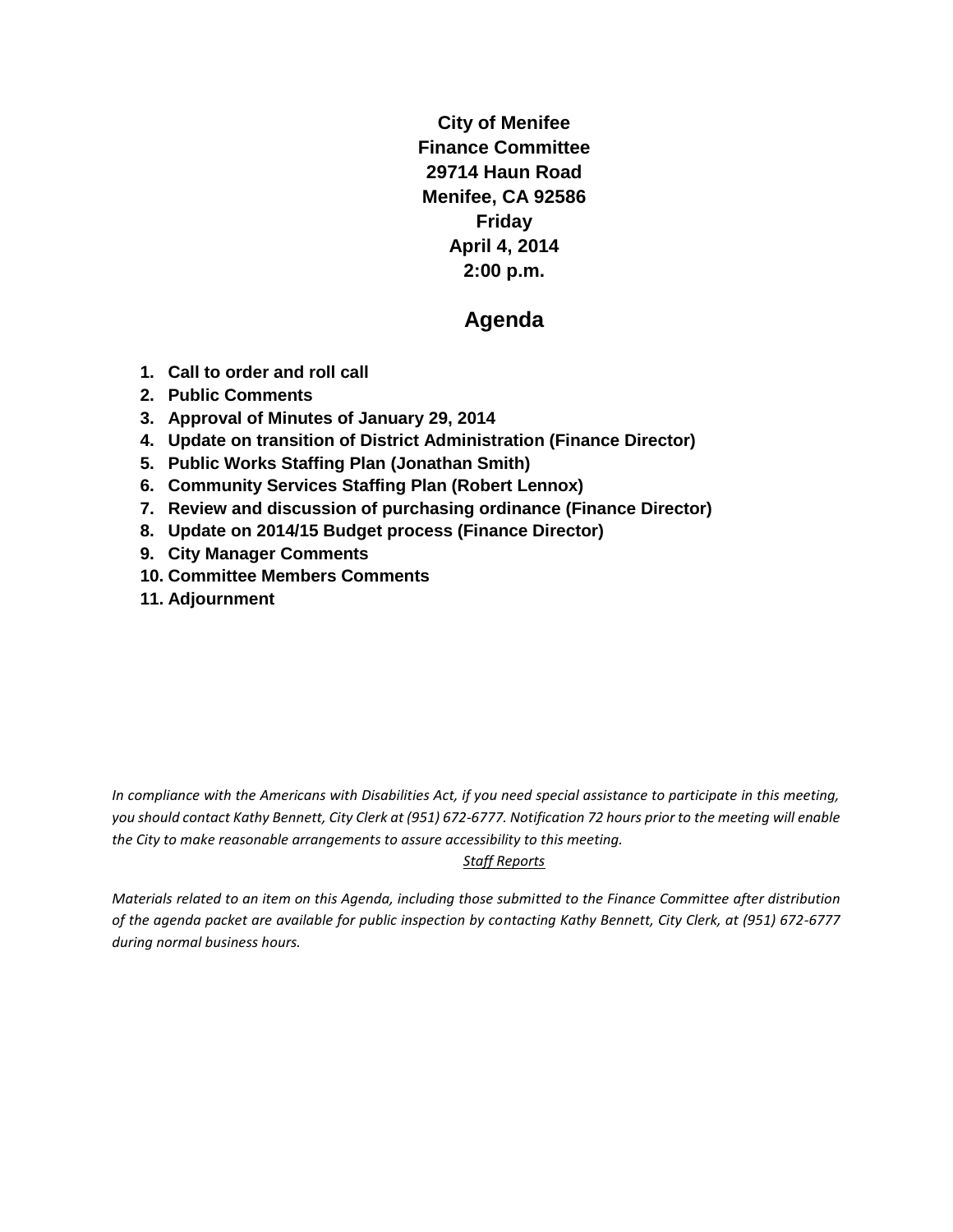**City of Menifee**
**Finance Committee**
**29714 Haun Road**
**Menifee, CA 92586**
**Friday**
**April 4, 2014**
**2:00 p.m.**

# Agenda

1. **Call to order and roll call**
2. **Public Comments**
3. **Approval of Minutes of January 29, 2014**
4. **Update on transition of District Administration (Finance Director)**
5. **Public Works Staffing Plan (Jonathan Smith)**
6. **Community Services Staffing Plan (Robert Lennox)**
7. **Review and discussion of purchasing ordinance (Finance Director)**
8. **Update on 2014/15 Budget process (Finance Director)**
9. **City Manager Comments**
10. **Committee Members Comments**
11. **Adjournment**

*In compliance with the Americans with Disabilities Act, if you need special assistance to participate in this meeting, you should contact Kathy Bennett, City Clerk at (951) 672-6777. Notification 72 hours prior to the meeting will enable the City to make reasonable arrangements to assure accessibility to this meeting.*

*Staff Reports*

*Materials related to an item on this Agenda, including those submitted to the Finance Committee after distribution of the agenda packet are available for public inspection by contacting Kathy Bennett, City Clerk, at (951) 672-6777 during normal business hours.*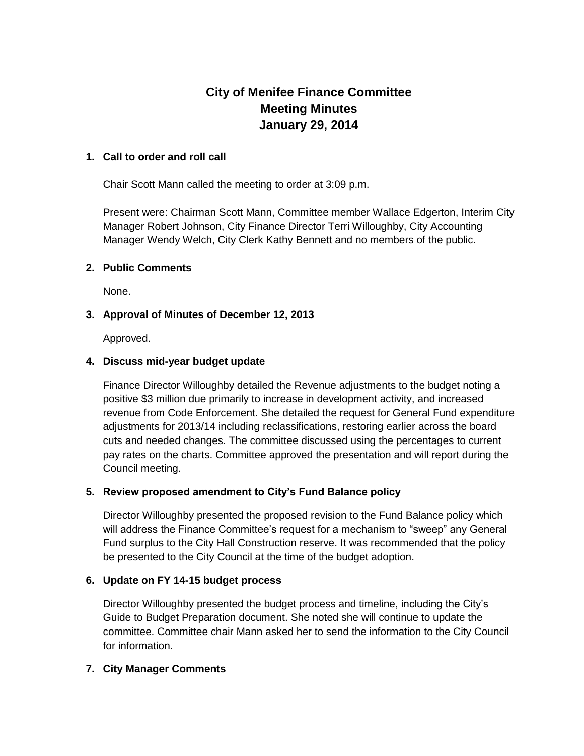# City of Menifee Finance Committee
# Meeting Minutes
# January 29, 2014

**1. Call to order and roll call**

Chair Scott Mann called the meeting to order at 3:09 p.m.

Present were: Chairman Scott Mann, Committee member Wallace Edgerton, Interim City Manager Robert Johnson, City Finance Director Terri Willoughby, City Accounting Manager Wendy Welch, City Clerk Kathy Bennett and no members of the public.

**2. Public Comments**

None.

**3. Approval of Minutes of December 12, 2013**

Approved.

**4. Discuss mid-year budget update**

Finance Director Willoughby detailed the Revenue adjustments to the budget noting a positive $3 million due primarily to increase in development activity, and increased revenue from Code Enforcement. She detailed the request for General Fund expenditure adjustments for 2013/14 including reclassifications, restoring earlier across the board cuts and needed changes. The committee discussed using the percentages to current pay rates on the charts. Committee approved the presentation and will report during the Council meeting.

**5. Review proposed amendment to City's Fund Balance policy**

Director Willoughby presented the proposed revision to the Fund Balance policy which will address the Finance Committee's request for a mechanism to "sweep" any General Fund surplus to the City Hall Construction reserve. It was recommended that the policy be presented to the City Council at the time of the budget adoption.

**6. Update on FY 14-15 budget process**

Director Willoughby presented the budget process and timeline, including the City's Guide to Budget Preparation document. She noted she will continue to update the committee. Committee chair Mann asked her to send the information to the City Council for information.

**7. City Manager Comments**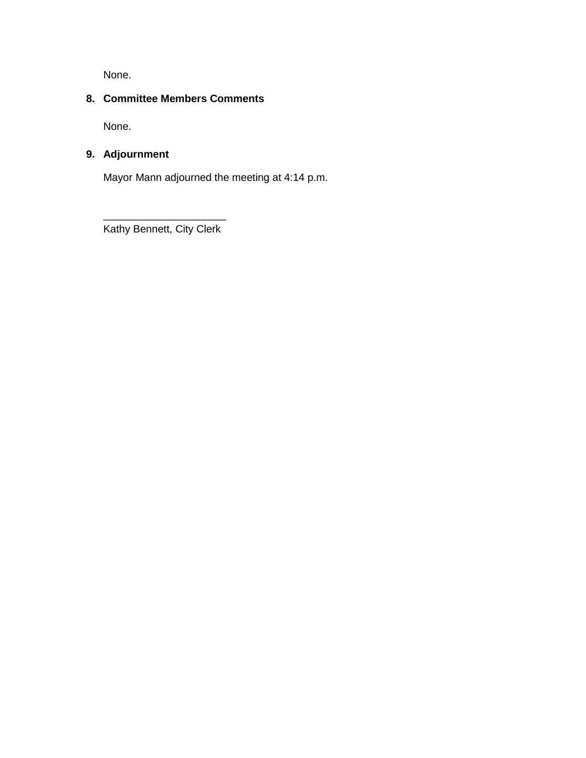None.

**8. Committee Members Comments**

None.

**9. Adjournment**

Mayor Mann adjourned the meeting at 4:14 p.m.

_____________________

Kathy Bennett, City Clerk